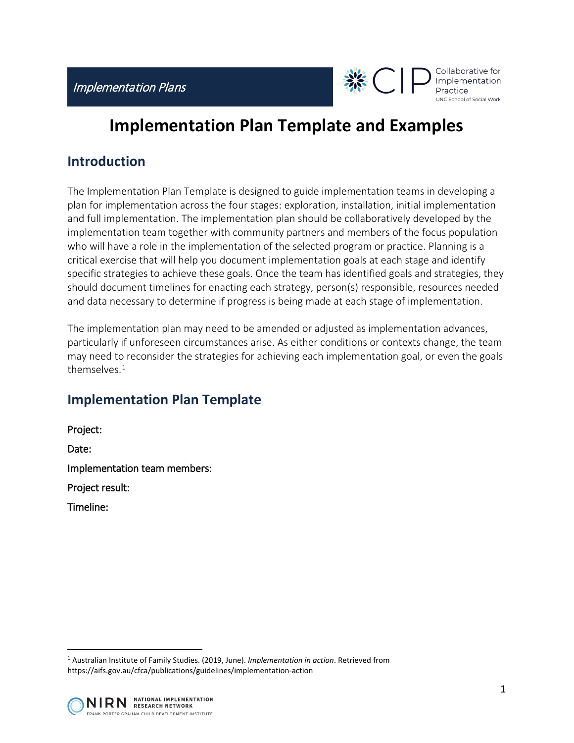*Implementation Plans*

# Implementation Plan Template and Examples

## Introduction

The Implementation Plan Template is designed to guide implementation teams in developing a plan for implementation across the four stages: exploration, installation, initial implementation and full implementation. The implementation plan should be collaboratively developed by the implementation team together with community partners and members of the focus population who will have a role in the implementation of the selected program or practice. Planning is a critical exercise that will help you document implementation goals at each stage and identify specific strategies to achieve these goals. Once the team has identified goals and strategies, they should document timelines for enacting each strategy, person(s) responsible, resources needed and data necessary to determine if progress is being made at each stage of implementation.

The implementation plan may need to be amended or adjusted as implementation advances, particularly if unforeseen circumstances arise. As either conditions or contexts change, the team may need to reconsider the strategies for achieving each implementation goal, or even the goals themselves.[1]

## Implementation Plan Template

**Project:**

**Date:**

**Implementation team members:**

**Project result:**

**Timeline:**

---

[1] Australian Institute of Family Studies. (2019, June). *Implementation in action*. Retrieved from https://aifs.gov.au/cfca/publications/guidelines/implementation-action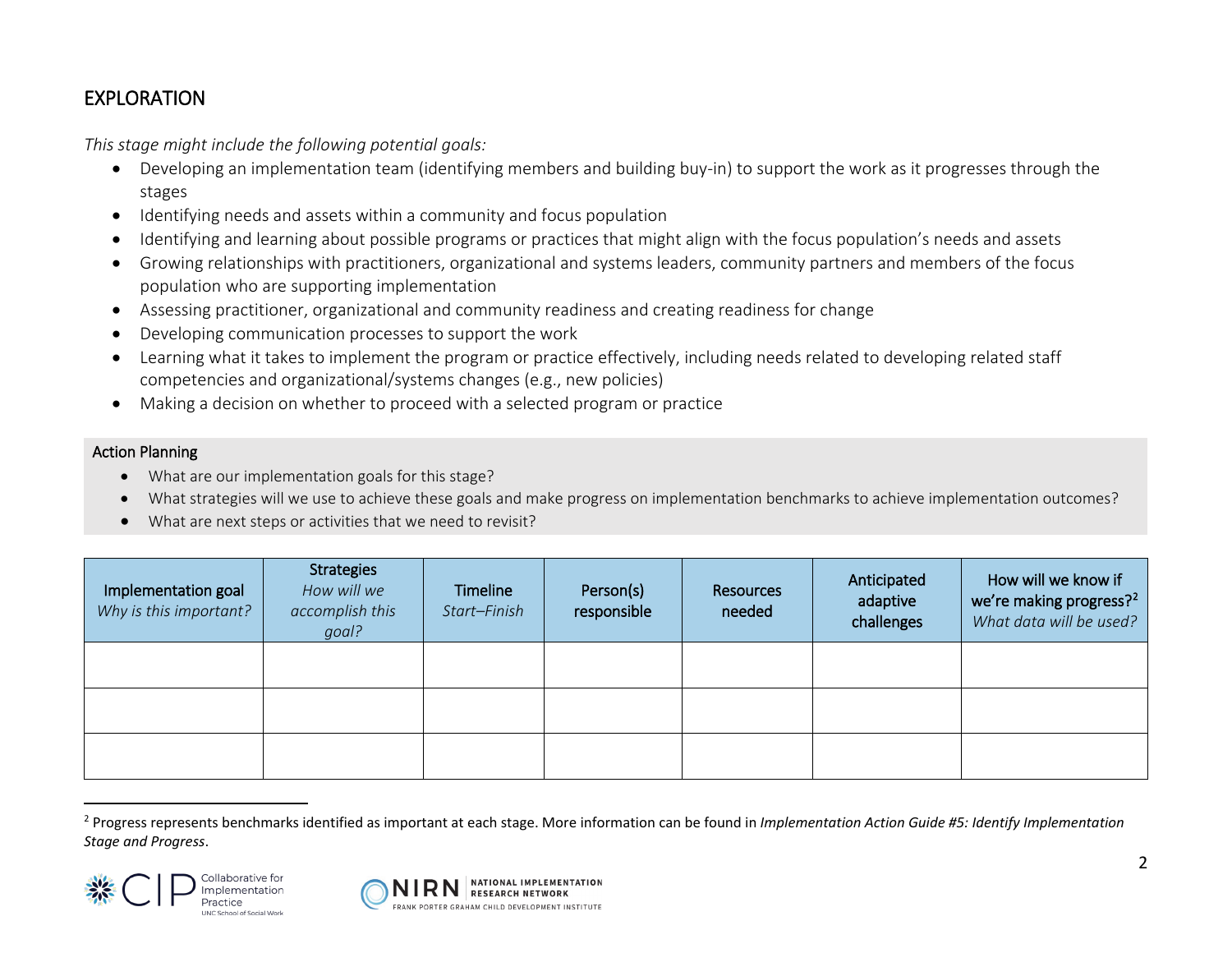## EXPLORATION

*This stage might include the following potential goals:*

- Developing an implementation team (identifying members and building buy-in) to support the work as it progresses through the stages
- Identifying needs and assets within a community and focus population
- Identifying and learning about possible programs or practices that might align with the focus population's needs and assets
- Growing relationships with practitioners, organizational and systems leaders, community partners and members of the focus population who are supporting implementation
- Assessing practitioner, organizational and community readiness and creating readiness for change
- Developing communication processes to support the work
- Learning what it takes to implement the program or practice effectively, including needs related to developing related staff competencies and organizational/systems changes (e.g., new policies)
- Making a decision on whether to proceed with a selected program or practice

**Action Planning**

- What are our implementation goals for this stage?
- What strategies will we use to achieve these goals and make progress on implementation benchmarks to achieve implementation outcomes?
- What are next steps or activities that we need to revisit?

| Implementation goal *Why is this important?* | Strategies *How will we accomplish this goal?* | Timeline *Start–Finish* | Person(s) responsible | Resources needed | Anticipated adaptive challenges | How will we know if we're making progress?[2] *What data will be used?* |
|---|---|---|---|---|---|---|
| | | | | | | |
| | | | | | | |
| | | | | | | |

[2] Progress represents benchmarks identified as important at each stage. More information can be found in *Implementation Action Guide #5: Identify Implementation Stage and Progress*.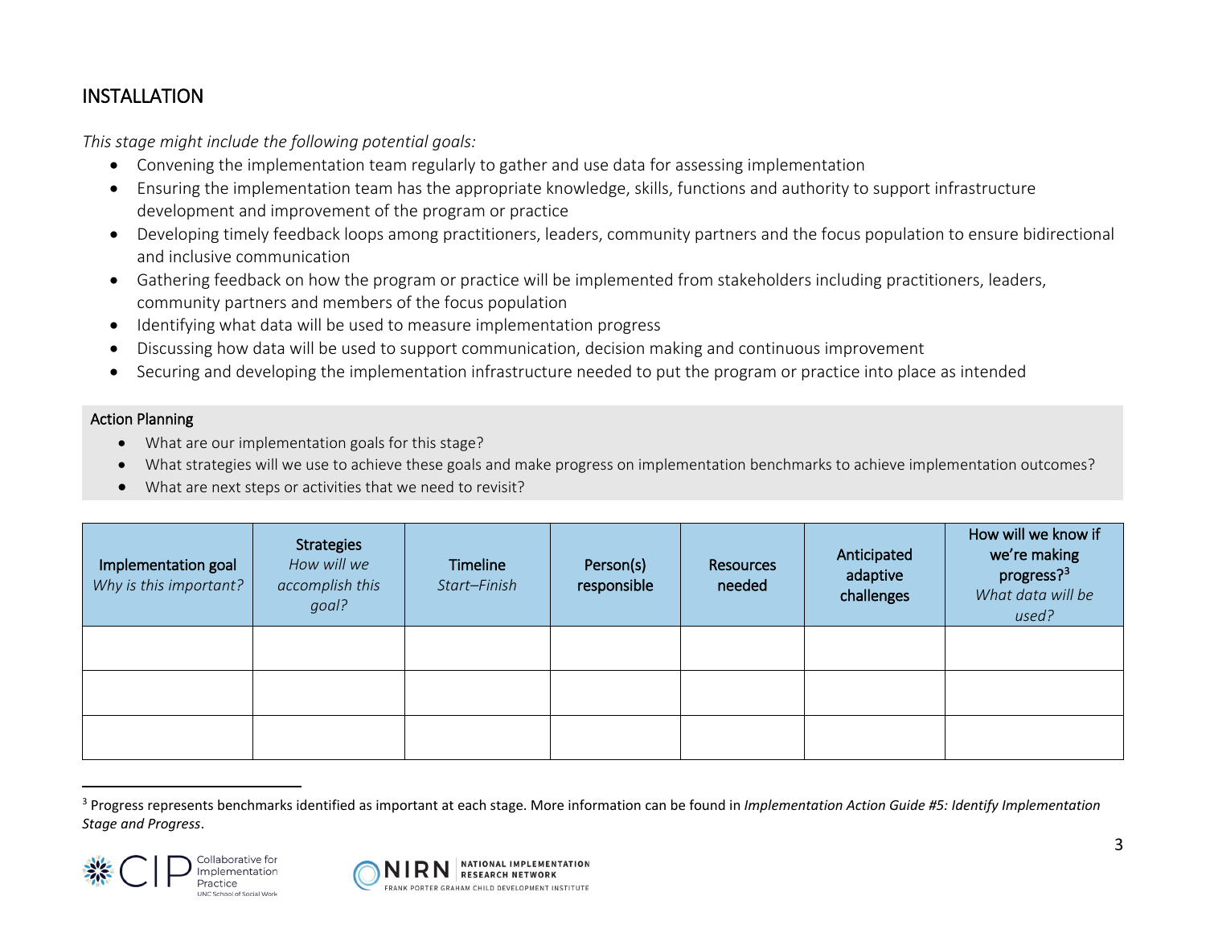## INSTALLATION

*This stage might include the following potential goals:*

- Convening the implementation team regularly to gather and use data for assessing implementation
- Ensuring the implementation team has the appropriate knowledge, skills, functions and authority to support infrastructure development and improvement of the program or practice
- Developing timely feedback loops among practitioners, leaders, community partners and the focus population to ensure bidirectional and inclusive communication
- Gathering feedback on how the program or practice will be implemented from stakeholders including practitioners, leaders, community partners and members of the focus population
- Identifying what data will be used to measure implementation progress
- Discussing how data will be used to support communication, decision making and continuous improvement
- Securing and developing the implementation infrastructure needed to put the program or practice into place as intended

### Action Planning

- What are our implementation goals for this stage?
- What strategies will we use to achieve these goals and make progress on implementation benchmarks to achieve implementation outcomes?
- What are next steps or activities that we need to revisit?

| Implementation goal *Why is this important?* | Strategies *How will we accomplish this goal?* | Timeline *Start–Finish* | Person(s) responsible | Resources needed | Anticipated adaptive challenges | How will we know if we're making progress?[3] *What data will be used?* |
|---|---|---|---|---|---|---|
| | | | | | | |
| | | | | | | |
| | | | | | | |

[3] Progress represents benchmarks identified as important at each stage. More information can be found in *Implementation Action Guide #5: Identify Implementation Stage and Progress*.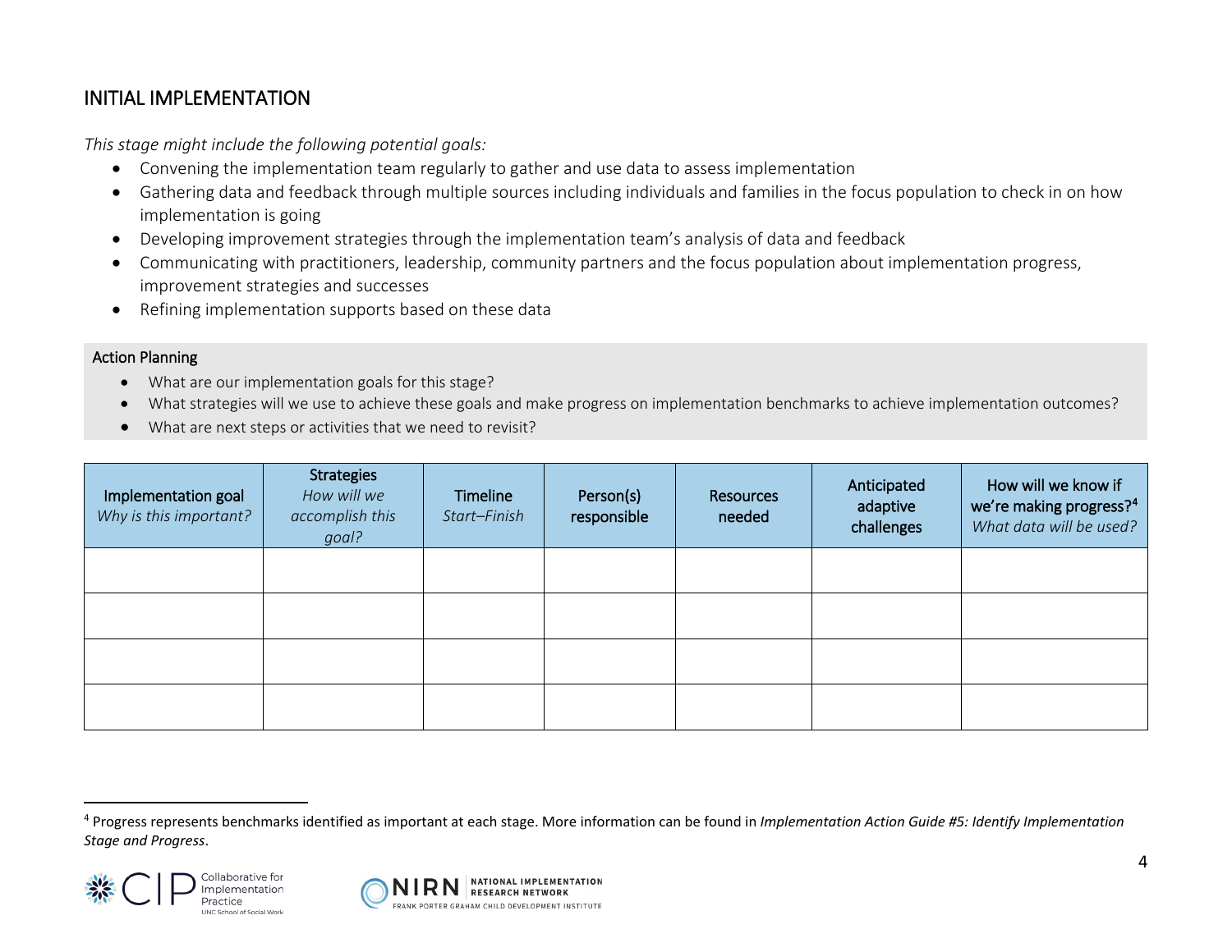## INITIAL IMPLEMENTATION

*This stage might include the following potential goals:*

- Convening the implementation team regularly to gather and use data to assess implementation
- Gathering data and feedback through multiple sources including individuals and families in the focus population to check in on how implementation is going
- Developing improvement strategies through the implementation team's analysis of data and feedback
- Communicating with practitioners, leadership, community partners and the focus population about implementation progress, improvement strategies and successes
- Refining implementation supports based on these data

**Action Planning**

- What are our implementation goals for this stage?
- What strategies will we use to achieve these goals and make progress on implementation benchmarks to achieve implementation outcomes?
- What are next steps or activities that we need to revisit?

| Implementation goal *Why is this important?* | Strategies *How will we accomplish this goal?* | Timeline *Start–Finish* | Person(s) responsible | Resources needed | Anticipated adaptive challenges | How will we know if we're making progress?[4] *What data will be used?* |
|---|---|---|---|---|---|---|
| | | | | | | |
| | | | | | | |
| | | | | | | |
| | | | | | | |

[4] Progress represents benchmarks identified as important at each stage. More information can be found in *Implementation Action Guide #5: Identify Implementation Stage and Progress*.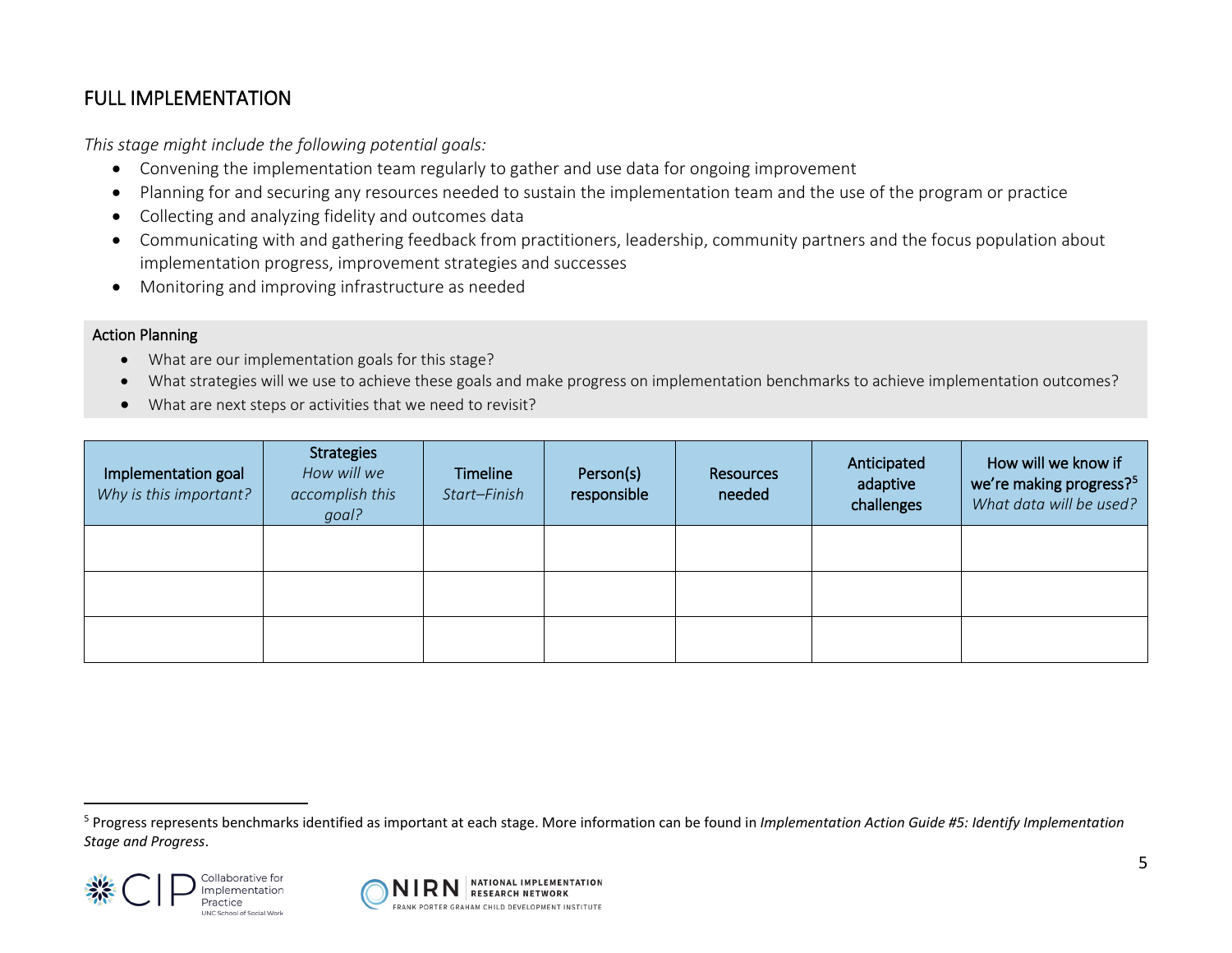## FULL IMPLEMENTATION

*This stage might include the following potential goals:*

- Convening the implementation team regularly to gather and use data for ongoing improvement
- Planning for and securing any resources needed to sustain the implementation team and the use of the program or practice
- Collecting and analyzing fidelity and outcomes data
- Communicating with and gathering feedback from practitioners, leadership, community partners and the focus population about implementation progress, improvement strategies and successes
- Monitoring and improving infrastructure as needed

**Action Planning**

- What are our implementation goals for this stage?
- What strategies will we use to achieve these goals and make progress on implementation benchmarks to achieve implementation outcomes?
- What are next steps or activities that we need to revisit?

| Implementation goal *Why is this important?* | Strategies *How will we accomplish this goal?* | Timeline *Start–Finish* | Person(s) responsible | Resources needed | Anticipated adaptive challenges | How will we know if we're making progress?[5] *What data will be used?* |
|---|---|---|---|---|---|---|
| | | | | | | |
| | | | | | | |
| | | | | | | |

[5] Progress represents benchmarks identified as important at each stage. More information can be found in *Implementation Action Guide #5: Identify Implementation Stage and Progress*.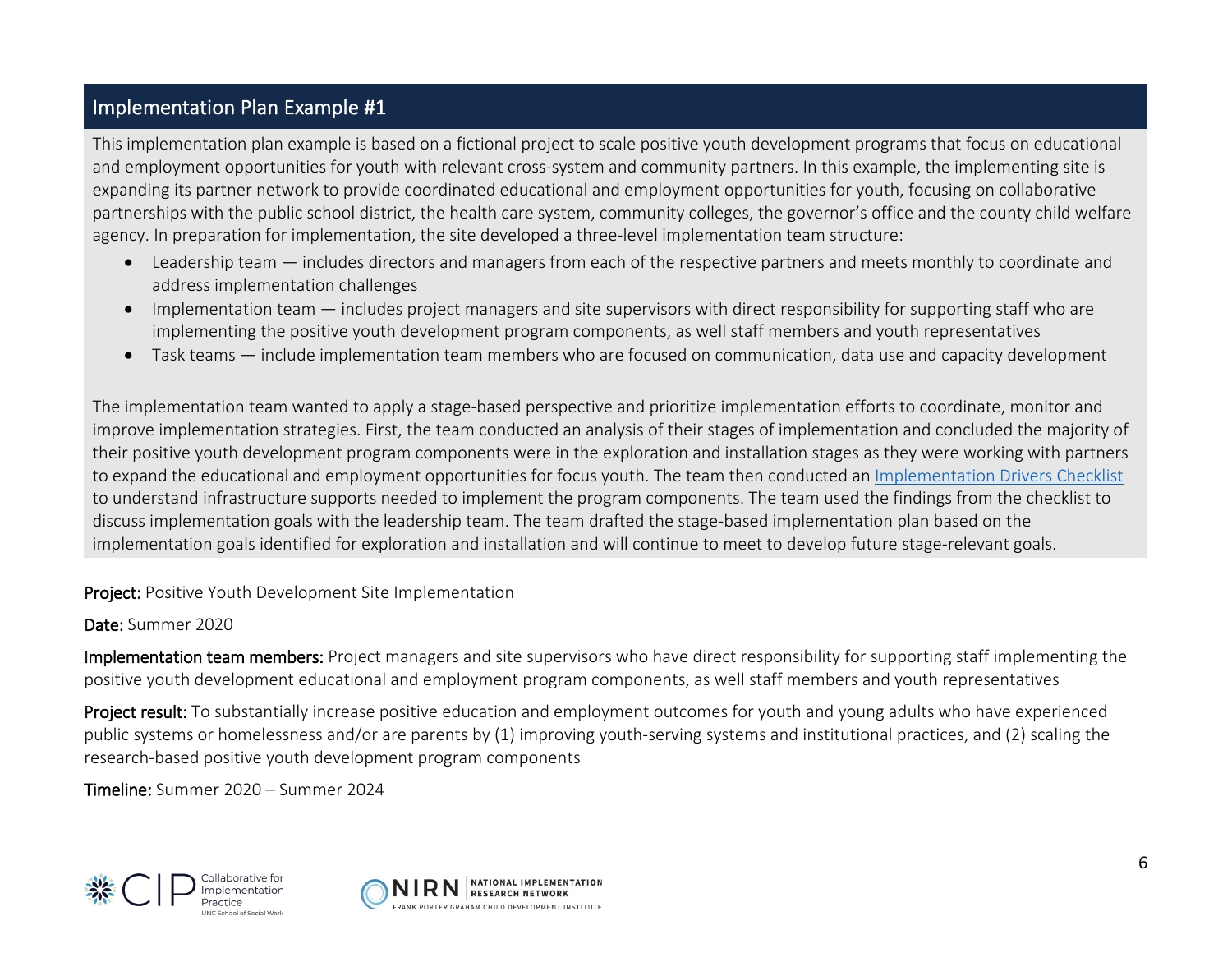## Implementation Plan Example #1

This implementation plan example is based on a fictional project to scale positive youth development programs that focus on educational and employment opportunities for youth with relevant cross-system and community partners. In this example, the implementing site is expanding its partner network to provide coordinated educational and employment opportunities for youth, focusing on collaborative partnerships with the public school district, the health care system, community colleges, the governor's office and the county child welfare agency. In preparation for implementation, the site developed a three-level implementation team structure:

- Leadership team — includes directors and managers from each of the respective partners and meets monthly to coordinate and address implementation challenges
- Implementation team — includes project managers and site supervisors with direct responsibility for supporting staff who are implementing the positive youth development program components, as well staff members and youth representatives
- Task teams — include implementation team members who are focused on communication, data use and capacity development

The implementation team wanted to apply a stage-based perspective and prioritize implementation efforts to coordinate, monitor and improve implementation strategies. First, the team conducted an analysis of their stages of implementation and concluded the majority of their positive youth development program components were in the exploration and installation stages as they were working with partners to expand the educational and employment opportunities for focus youth. The team then conducted an Implementation Drivers Checklist to understand infrastructure supports needed to implement the program components. The team used the findings from the checklist to discuss implementation goals with the leadership team. The team drafted the stage-based implementation plan based on the implementation goals identified for exploration and installation and will continue to meet to develop future stage-relevant goals.

**Project:** Positive Youth Development Site Implementation

**Date:** Summer 2020

**Implementation team members:** Project managers and site supervisors who have direct responsibility for supporting staff implementing the positive youth development educational and employment program components, as well staff members and youth representatives

**Project result:** To substantially increase positive education and employment outcomes for youth and young adults who have experienced public systems or homelessness and/or are parents by (1) improving youth-serving systems and institutional practices, and (2) scaling the research-based positive youth development program components

**Timeline:** Summer 2020 – Summer 2024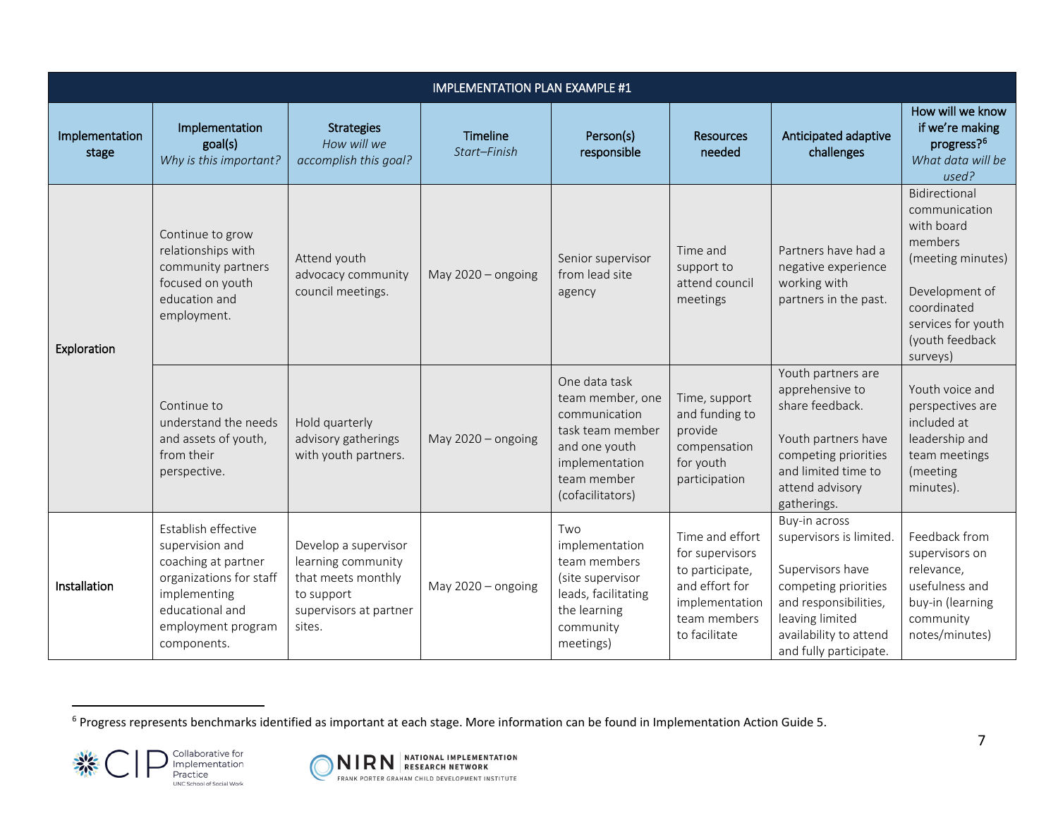| IMPLEMENTATION PLAN EXAMPLE #1 | | | | | | | |
|---|---|---|---|---|---|---|---|
| Implementation stage | Implementation goal(s) *Why is this important?* | Strategies *How will we accomplish this goal?* | Timeline *Start–Finish* | Person(s) responsible | Resources needed | Anticipated adaptive challenges | How will we know if we're making progress?[6] *What data will be used?* |
| Exploration | Continue to grow relationships with community partners focused on youth education and employment. | Attend youth advocacy community council meetings. | May 2020 – ongoing | Senior supervisor from lead site agency | Time and support to attend council meetings | Partners have had a negative experience working with partners in the past. | Bidirectional communication with board members (meeting minutes)<br><br>Development of coordinated services for youth (youth feedback surveys) |
| | Continue to understand the needs and assets of youth, from their perspective. | Hold quarterly advisory gatherings with youth partners. | May 2020 – ongoing | One data task team member, one communication task team member and one youth implementation team member (cofacilitators) | Time, support and funding to provide compensation for youth participation | Youth partners are apprehensive to share feedback.<br><br>Youth partners have competing priorities and limited time to attend advisory gatherings. | Youth voice and perspectives are included at leadership and team meetings (meeting minutes). |
| Installation | Establish effective supervision and coaching at partner organizations for staff implementing educational and employment program components. | Develop a supervisor learning community that meets monthly to support supervisors at partner sites. | May 2020 – ongoing | Two implementation team members (site supervisor leads, facilitating the learning community meetings) | Time and effort for supervisors to participate, and effort for implementation team members to facilitate | Buy-in across supervisors is limited.<br><br>Supervisors have competing priorities and responsibilities, leaving limited availability to attend and fully participate. | Feedback from supervisors on relevance, usefulness and buy-in (learning community notes/minutes) |

[6] Progress represents benchmarks identified as important at each stage. More information can be found in Implementation Action Guide 5.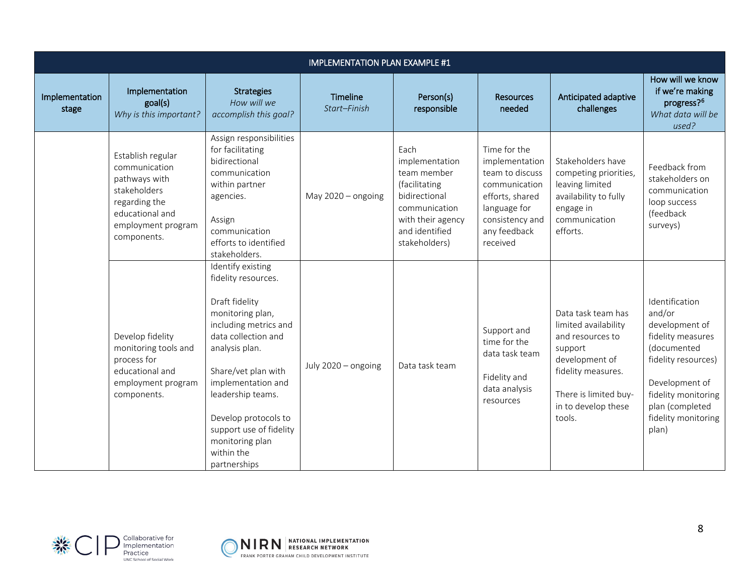| IMPLEMENTATION PLAN EXAMPLE #1 | | | | | | | |
|---|---|---|---|---|---|---|---|
| Implementation stage | Implementation goal(s) *Why is this important?* | Strategies *How will we accomplish this goal?* | Timeline *Start–Finish* | Person(s) responsible | Resources needed | Anticipated adaptive challenges | How will we know if we're making progress?[6] *What data will be used?* |
| | Establish regular communication pathways with stakeholders regarding the educational and employment program components. | Assign responsibilities for facilitating bidirectional communication within partner agencies.<br><br>Assign communication efforts to identified stakeholders. | May 2020 – ongoing | Each implementation team member (facilitating bidirectional communication with their agency and identified stakeholders) | Time for the implementation team to discuss communication efforts, shared language for consistency and any feedback received | Stakeholders have competing priorities, leaving limited availability to fully engage in communication efforts. | Feedback from stakeholders on communication loop success (feedback surveys) |
| | Develop fidelity monitoring tools and process for educational and employment program components. | Identify existing fidelity resources.<br><br>Draft fidelity monitoring plan, including metrics and data collection and analysis plan.<br><br>Share/vet plan with implementation and leadership teams.<br><br>Develop protocols to support use of fidelity monitoring plan within the partnerships | July 2020 – ongoing | Data task team | Support and time for the data task team<br><br>Fidelity and data analysis resources | Data task team has limited availability and resources to support development of fidelity measures.<br><br>There is limited buy-in to develop these tools. | Identification and/or development of fidelity measures (documented fidelity resources)<br><br>Development of fidelity monitoring plan (completed fidelity monitoring plan) |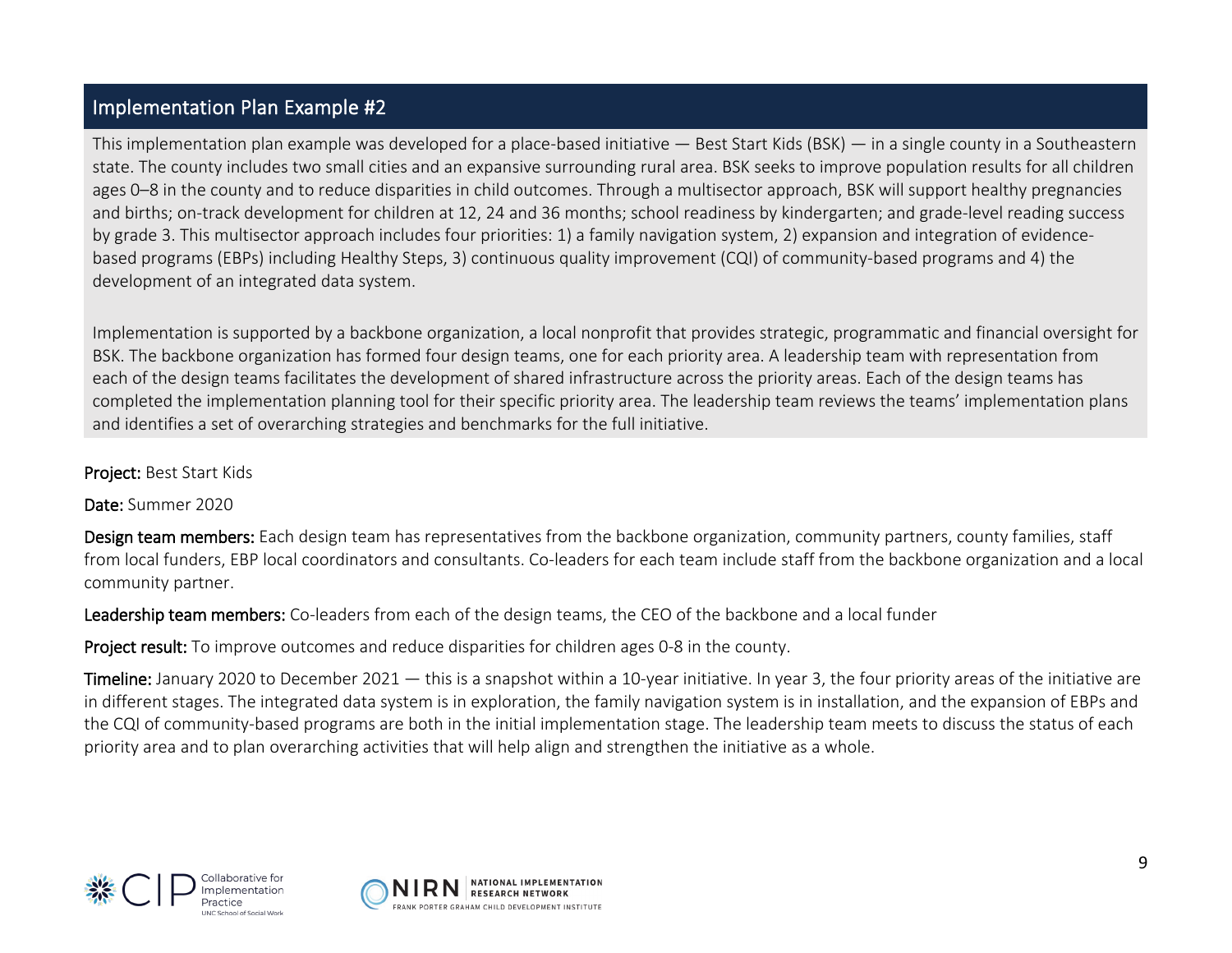## Implementation Plan Example #2

This implementation plan example was developed for a place-based initiative — Best Start Kids (BSK) — in a single county in a Southeastern state. The county includes two small cities and an expansive surrounding rural area. BSK seeks to improve population results for all children ages 0–8 in the county and to reduce disparities in child outcomes. Through a multisector approach, BSK will support healthy pregnancies and births; on-track development for children at 12, 24 and 36 months; school readiness by kindergarten; and grade-level reading success by grade 3. This multisector approach includes four priorities: 1) a family navigation system, 2) expansion and integration of evidence-based programs (EBPs) including Healthy Steps, 3) continuous quality improvement (CQI) of community-based programs and 4) the development of an integrated data system.

Implementation is supported by a backbone organization, a local nonprofit that provides strategic, programmatic and financial oversight for BSK. The backbone organization has formed four design teams, one for each priority area. A leadership team with representation from each of the design teams facilitates the development of shared infrastructure across the priority areas. Each of the design teams has completed the implementation planning tool for their specific priority area. The leadership team reviews the teams' implementation plans and identifies a set of overarching strategies and benchmarks for the full initiative.

**Project:** Best Start Kids

**Date:** Summer 2020

**Design team members:** Each design team has representatives from the backbone organization, community partners, county families, staff from local funders, EBP local coordinators and consultants. Co-leaders for each team include staff from the backbone organization and a local community partner.

**Leadership team members:** Co-leaders from each of the design teams, the CEO of the backbone and a local funder

**Project result:** To improve outcomes and reduce disparities for children ages 0-8 in the county.

**Timeline:** January 2020 to December 2021 — this is a snapshot within a 10-year initiative. In year 3, the four priority areas of the initiative are in different stages. The integrated data system is in exploration, the family navigation system is in installation, and the expansion of EBPs and the CQI of community-based programs are both in the initial implementation stage. The leadership team meets to discuss the status of each priority area and to plan overarching activities that will help align and strengthen the initiative as a whole.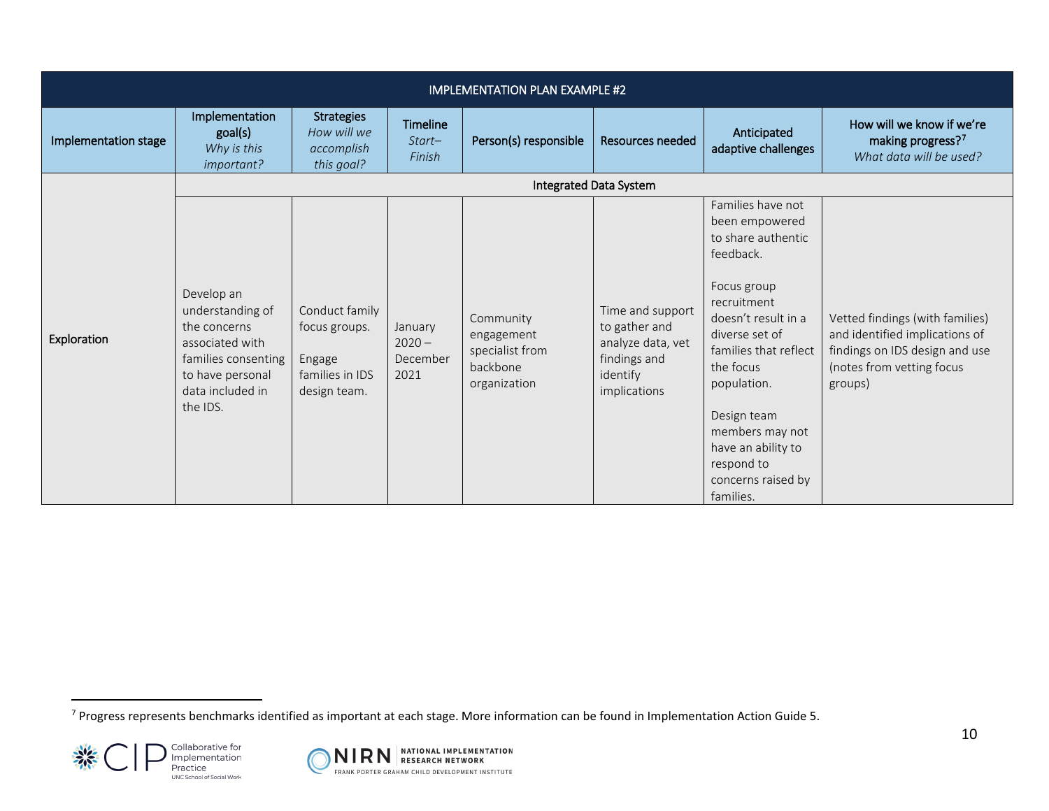| IMPLEMENTATION PLAN EXAMPLE #2 | | | | | | | |
|---|---|---|---|---|---|---|---|
| Implementation stage | Implementation goal(s) *Why is this important?* | Strategies *How will we accomplish this goal?* | Timeline *Start–Finish* | Person(s) responsible | Resources needed | Anticipated adaptive challenges | How will we know if we're making progress?[7] *What data will be used?* |
| | Integrated Data System | | | | | | |
| Exploration | Develop an understanding of the concerns associated with families consenting to have personal data included in the IDS. | Conduct family focus groups.<br><br>Engage families in IDS design team. | January 2020 – December 2021 | Community engagement specialist from backbone organization | Time and support to gather and analyze data, vet findings and identify implications | Families have not been empowered to share authentic feedback.<br><br>Focus group recruitment doesn't result in a diverse set of families that reflect the focus population.<br><br>Design team members may not have an ability to respond to concerns raised by families. | Vetted findings (with families) and identified implications of findings on IDS design and use (notes from vetting focus groups) |

[7] Progress represents benchmarks identified as important at each stage. More information can be found in Implementation Action Guide 5.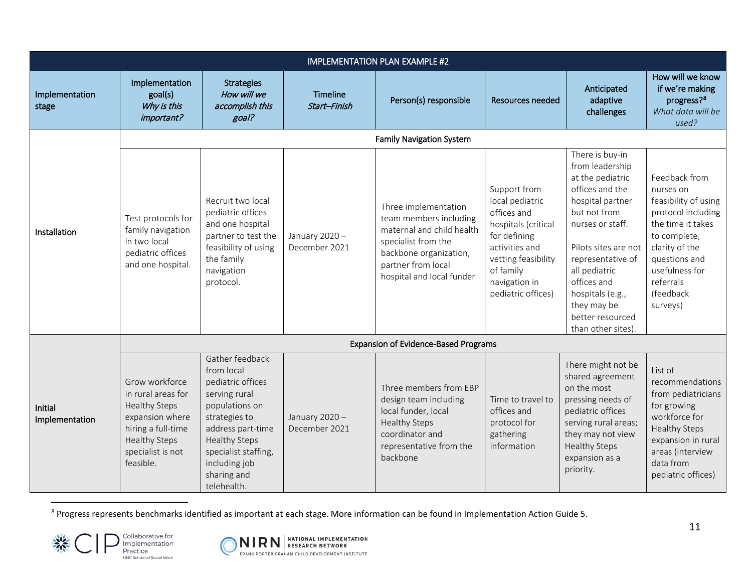| IMPLEMENTATION PLAN EXAMPLE #2 | | | | | | | |
|---|---|---|---|---|---|---|---|
| Implementation stage | Implementation goal(s) *Why is this important?* | Strategies *How will we accomplish this goal?* | Timeline *Start–Finish* | Person(s) responsible | Resources needed | Anticipated adaptive challenges | How will we know if we're making progress?[8] *What data will be used?* |
| | **Family Navigation System** | | | | | | |
| Installation | Test protocols for family navigation in two local pediatric offices and one hospital. | Recruit two local pediatric offices and one hospital partner to test the feasibility of using the family navigation protocol. | January 2020 – December 2021 | Three implementation team members including maternal and child health specialist from the backbone organization, partner from local hospital and local funder | Support from local pediatric offices and hospitals (critical for defining activities and vetting feasibility of family navigation in pediatric offices) | There is buy-in from leadership at the pediatric offices and the hospital partner but not from nurses or staff. Pilots sites are not representative of all pediatric offices and hospitals (e.g., they may be better resourced than other sites). | Feedback from nurses on feasibility of using protocol including the time it takes to complete, clarity of the questions and usefulness for referrals (feedback surveys) |
| | **Expansion of Evidence-Based Programs** | | | | | | |
| Initial Implementation | Grow workforce in rural areas for Healthy Steps expansion where hiring a full-time Healthy Steps specialist is not feasible. | Gather feedback from local pediatric offices serving rural populations on strategies to address part-time Healthy Steps specialist staffing, including job sharing and telehealth. | January 2020 – December 2021 | Three members from EBP design team including local funder, local Healthy Steps coordinator and representative from the backbone | Time to travel to offices and protocol for gathering information | There might not be shared agreement on the most pressing needs of pediatric offices serving rural areas; they may not view Healthy Steps expansion as a priority. | List of recommendations from pediatricians for growing workforce for Healthy Steps expansion in rural areas (interview data from pediatric offices) |

[8] Progress represents benchmarks identified as important at each stage. More information can be found in Implementation Action Guide 5.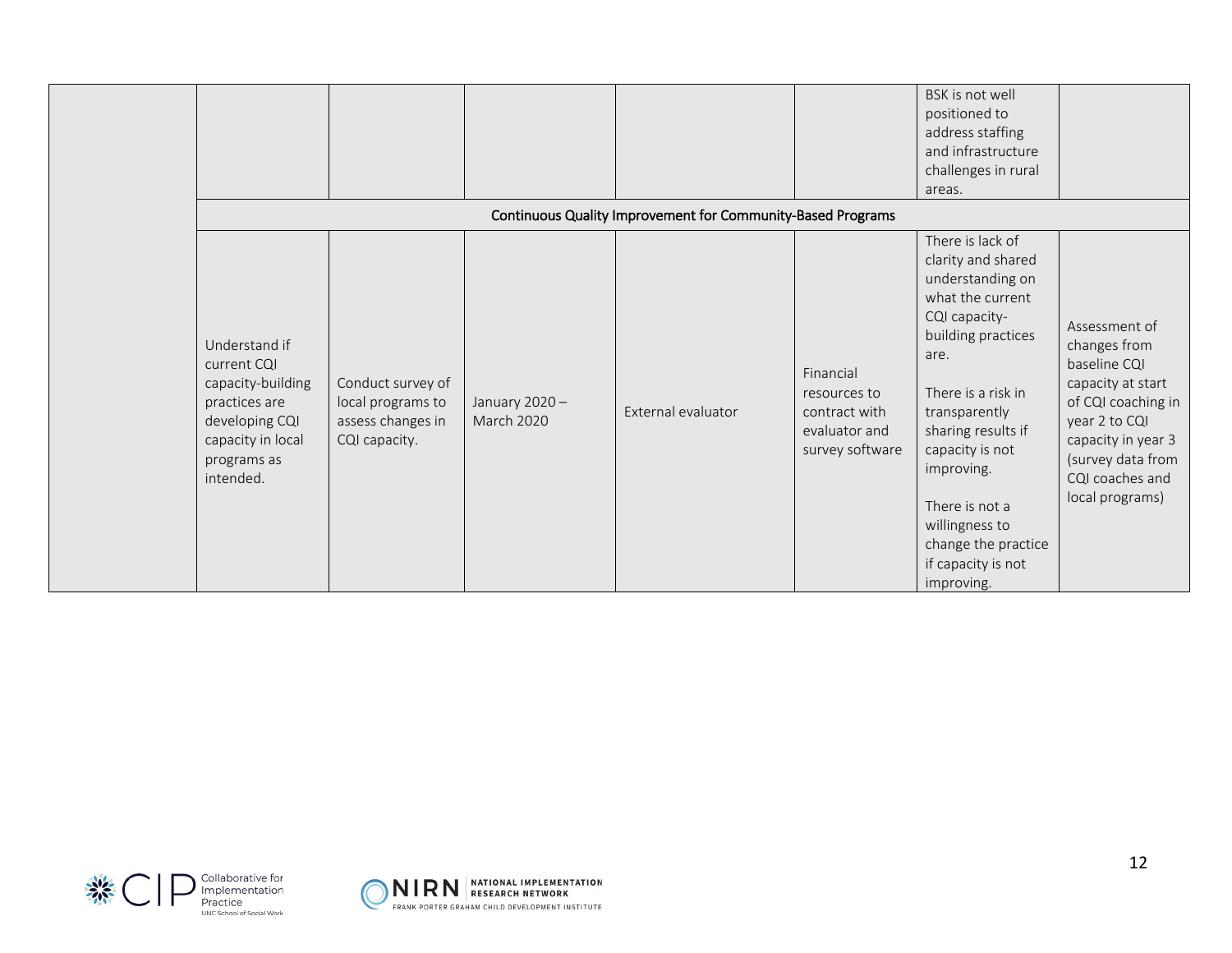| | | | | | | | |
|---|---|---|---|---|---|---|---|
| | | | | | | BSK is not well positioned to address staffing and infrastructure challenges in rural areas. | |
| | Continuous Quality Improvement for Community-Based Programs | | | | | | |
| | Understand if current CQI capacity-building practices are developing CQI capacity in local programs as intended. | Conduct survey of local programs to assess changes in CQI capacity. | January 2020 – March 2020 | External evaluator | Financial resources to contract with evaluator and survey software | There is lack of clarity and shared understanding on what the current CQI capacity-building practices are.<br><br>There is a risk in transparently sharing results if capacity is not improving.<br><br>There is not a willingness to change the practice if capacity is not improving. | Assessment of changes from baseline CQI capacity at start of CQI coaching in year 2 to CQI capacity in year 3 (survey data from CQI coaches and local programs) |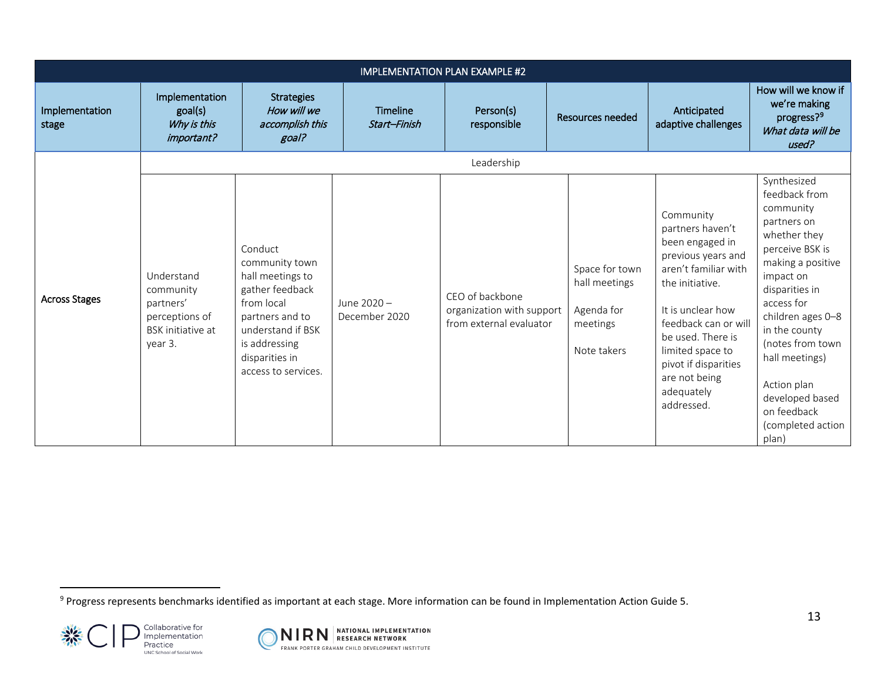| IMPLEMENTATION PLAN EXAMPLE #2 | | | | | | | |
|---|---|---|---|---|---|---|---|
| Implementation stage | Implementation goal(s) *Why is this important?* | Strategies *How will we accomplish this goal?* | Timeline *Start–Finish* | Person(s) responsible | Resources needed | Anticipated adaptive challenges | How will we know if we're making progress?[9] *What data will be used?* |
| | Leadership | | | | | | |
| Across Stages | Understand community partners' perceptions of BSK initiative at year 3. | Conduct community town hall meetings to gather feedback from local partners and to understand if BSK is addressing disparities in access to services. | June 2020 – December 2020 | CEO of backbone organization with support from external evaluator | Space for town hall meetings<br><br>Agenda for meetings<br><br>Note takers | Community partners haven't been engaged in previous years and aren't familiar with the initiative.<br><br>It is unclear how feedback can or will be used. There is limited space to pivot if disparities are not being adequately addressed. | Synthesized feedback from community partners on whether they perceive BSK is making a positive impact on disparities in access for children ages 0–8 in the county (notes from town hall meetings)<br><br>Action plan developed based on feedback (completed action plan) |

[9] Progress represents benchmarks identified as important at each stage. More information can be found in Implementation Action Guide 5.